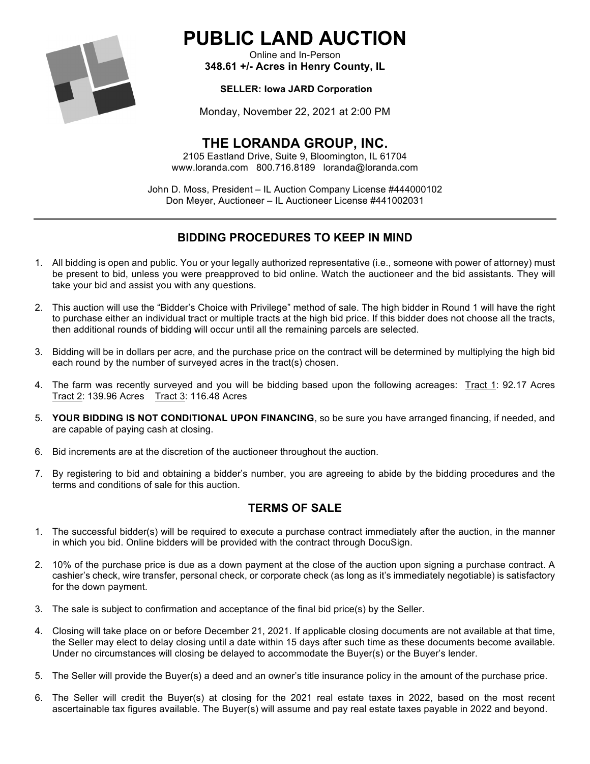# PUBLIC LAND AUCTION

Online and In-Person

**348.61 +/- Acres in Henry County, IL**

**SELLER: Iowa JARD Corporation**

Monday, November 22, 2021 at 2:00 PM

## THE LORANDA GROUP, INC.

2105 Eastland Drive, Suite 9, Bloomington, IL 61704
www.loranda.com 800.716.8189 loranda@loranda.com

John D. Moss, President – IL Auction Company License #444000102
Don Meyer, Auctioneer – IL Auctioneer License #441002031

---

## BIDDING PROCEDURES TO KEEP IN MIND

1. All bidding is open and public. You or your legally authorized representative (i.e., someone with power of attorney) must be present to bid, unless you were preapproved to bid online. Watch the auctioneer and the bid assistants. They will take your bid and assist you with any questions.

2. This auction will use the "Bidder's Choice with Privilege" method of sale. The high bidder in Round 1 will have the right to purchase either an individual tract or multiple tracts at the high bid price. If this bidder does not choose all the tracts, then additional rounds of bidding will occur until all the remaining parcels are selected.

3. Bidding will be in dollars per acre, and the purchase price on the contract will be determined by multiplying the high bid each round by the number of surveyed acres in the tract(s) chosen.

4. The farm was recently surveyed and you will be bidding based upon the following acreages: Tract 1: 92.17 Acres Tract 2: 139.96 Acres Tract 3: 116.48 Acres

5. **YOUR BIDDING IS NOT CONDITIONAL UPON FINANCING**, so be sure you have arranged financing, if needed, and are capable of paying cash at closing.

6. Bid increments are at the discretion of the auctioneer throughout the auction.

7. By registering to bid and obtaining a bidder's number, you are agreeing to abide by the bidding procedures and the terms and conditions of sale for this auction.

## TERMS OF SALE

1. The successful bidder(s) will be required to execute a purchase contract immediately after the auction, in the manner in which you bid. Online bidders will be provided with the contract through DocuSign.

2. 10% of the purchase price is due as a down payment at the close of the auction upon signing a purchase contract. A cashier's check, wire transfer, personal check, or corporate check (as long as it's immediately negotiable) is satisfactory for the down payment.

3. The sale is subject to confirmation and acceptance of the final bid price(s) by the Seller.

4. Closing will take place on or before December 21, 2021. If applicable closing documents are not available at that time, the Seller may elect to delay closing until a date within 15 days after such time as these documents become available. Under no circumstances will closing be delayed to accommodate the Buyer(s) or the Buyer's lender.

5. The Seller will provide the Buyer(s) a deed and an owner's title insurance policy in the amount of the purchase price.

6. The Seller will credit the Buyer(s) at closing for the 2021 real estate taxes in 2022, based on the most recent ascertainable tax figures available. The Buyer(s) will assume and pay real estate taxes payable in 2022 and beyond.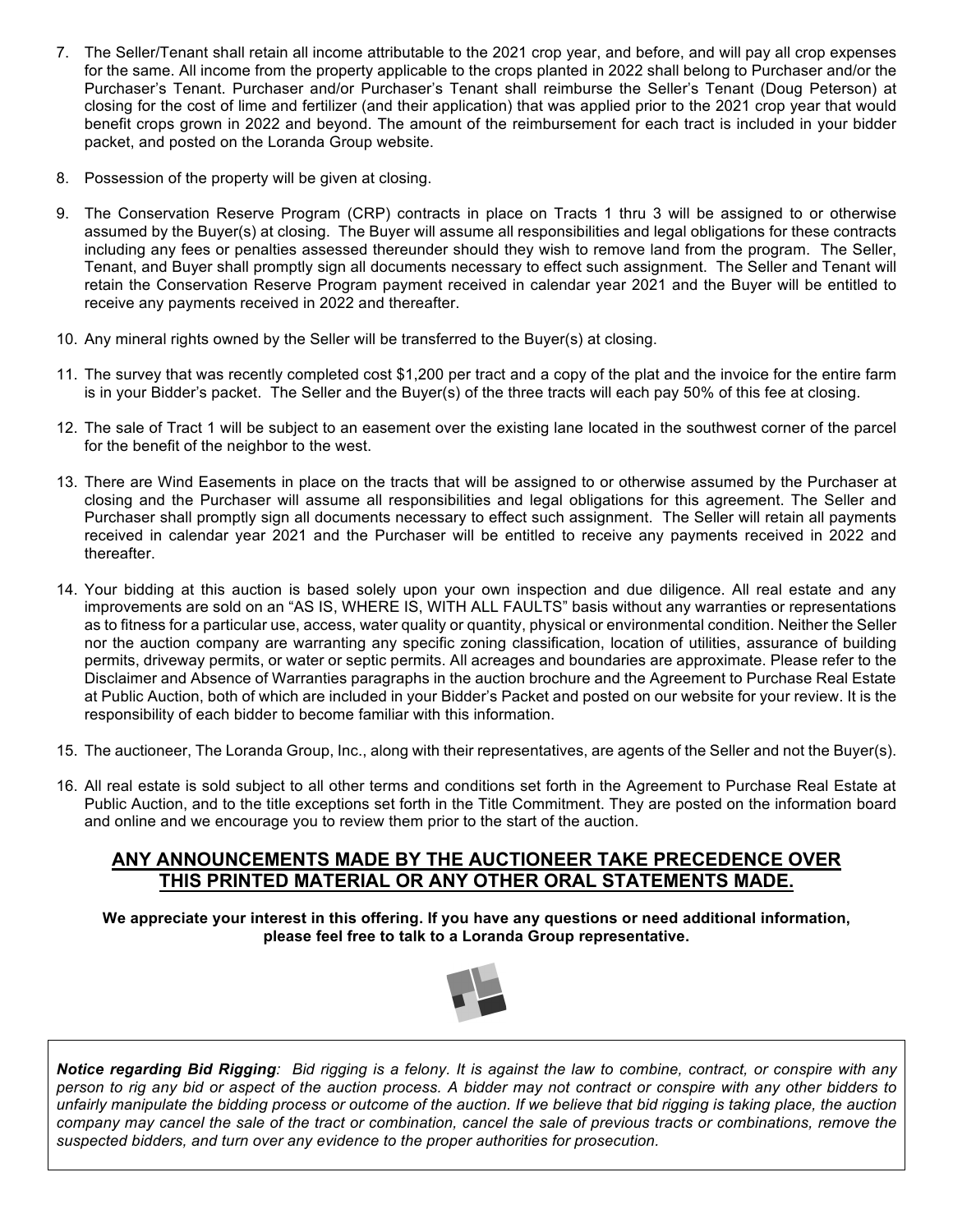7. The Seller/Tenant shall retain all income attributable to the 2021 crop year, and before, and will pay all crop expenses for the same. All income from the property applicable to the crops planted in 2022 shall belong to Purchaser and/or the Purchaser's Tenant. Purchaser and/or Purchaser's Tenant shall reimburse the Seller's Tenant (Doug Peterson) at closing for the cost of lime and fertilizer (and their application) that was applied prior to the 2021 crop year that would benefit crops grown in 2022 and beyond. The amount of the reimbursement for each tract is included in your bidder packet, and posted on the Loranda Group website.

8. Possession of the property will be given at closing.

9. The Conservation Reserve Program (CRP) contracts in place on Tracts 1 thru 3 will be assigned to or otherwise assumed by the Buyer(s) at closing. The Buyer will assume all responsibilities and legal obligations for these contracts including any fees or penalties assessed thereunder should they wish to remove land from the program. The Seller, Tenant, and Buyer shall promptly sign all documents necessary to effect such assignment. The Seller and Tenant will retain the Conservation Reserve Program payment received in calendar year 2021 and the Buyer will be entitled to receive any payments received in 2022 and thereafter.

10. Any mineral rights owned by the Seller will be transferred to the Buyer(s) at closing.

11. The survey that was recently completed cost $1,200 per tract and a copy of the plat and the invoice for the entire farm is in your Bidder's packet. The Seller and the Buyer(s) of the three tracts will each pay 50% of this fee at closing.

12. The sale of Tract 1 will be subject to an easement over the existing lane located in the southwest corner of the parcel for the benefit of the neighbor to the west.

13. There are Wind Easements in place on the tracts that will be assigned to or otherwise assumed by the Purchaser at closing and the Purchaser will assume all responsibilities and legal obligations for this agreement. The Seller and Purchaser shall promptly sign all documents necessary to effect such assignment. The Seller will retain all payments received in calendar year 2021 and the Purchaser will be entitled to receive any payments received in 2022 and thereafter.

14. Your bidding at this auction is based solely upon your own inspection and due diligence. All real estate and any improvements are sold on an "AS IS, WHERE IS, WITH ALL FAULTS" basis without any warranties or representations as to fitness for a particular use, access, water quality or quantity, physical or environmental condition. Neither the Seller nor the auction company are warranting any specific zoning classification, location of utilities, assurance of building permits, driveway permits, or water or septic permits. All acreages and boundaries are approximate. Please refer to the Disclaimer and Absence of Warranties paragraphs in the auction brochure and the Agreement to Purchase Real Estate at Public Auction, both of which are included in your Bidder's Packet and posted on our website for your review. It is the responsibility of each bidder to become familiar with this information.

15. The auctioneer, The Loranda Group, Inc., along with their representatives, are agents of the Seller and not the Buyer(s).

16. All real estate is sold subject to all other terms and conditions set forth in the Agreement to Purchase Real Estate at Public Auction, and to the title exceptions set forth in the Title Commitment. They are posted on the information board and online and we encourage you to review them prior to the start of the auction.

## ANY ANNOUNCEMENTS MADE BY THE AUCTIONEER TAKE PRECEDENCE OVER THIS PRINTED MATERIAL OR ANY OTHER ORAL STATEMENTS MADE.

**We appreciate your interest in this offering. If you have any questions or need additional information, please feel free to talk to a Loranda Group representative.**

***Notice regarding Bid Rigging**: Bid rigging is a felony. It is against the law to combine, contract, or conspire with any person to rig any bid or aspect of the auction process. A bidder may not contract or conspire with any other bidders to unfairly manipulate the bidding process or outcome of the auction. If we believe that bid rigging is taking place, the auction company may cancel the sale of the tract or combination, cancel the sale of previous tracts or combinations, remove the suspected bidders, and turn over any evidence to the proper authorities for prosecution.*